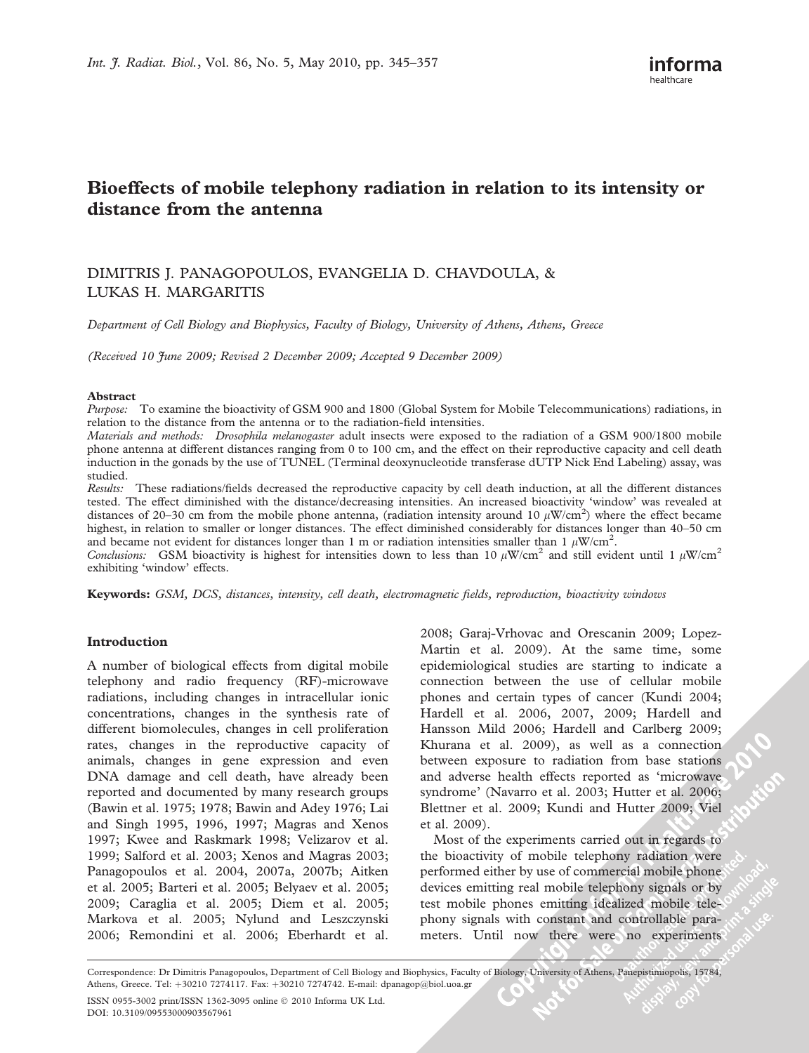# Bioeffects of mobile telephony radiation in relation to its intensity or distance from the antenna

DIMITRIS J. PANAGOPOULOS, EVANGELIA D. CHAVDOULA, & LUKAS H. MARGARITIS

*Department of Cell Biology and Biophysics, Faculty of Biology, University of Athens, Athens, Greece*

*(Received 10 June 2009; Revised 2 December 2009; Accepted 9 December 2009)*

## Abstract

*Purpose:* To examine the bioactivity of GSM 900 and 1800 (Global System for Mobile Telecommunications) radiations, in relation to the distance from the antenna or to the radiation-field intensities.

*Materials and methods:* *Drosophila melanogaster* adult insects were exposed to the radiation of a GSM 900/1800 mobile phone antenna at different distances ranging from 0 to 100 cm, and the effect on their reproductive capacity and cell death induction in the gonads by the use of TUNEL (Terminal deoxynucleotide transferase dUTP Nick End Labeling) assay, was studied.

*Results:* These radiations/fields decreased the reproductive capacity by cell death induction, at all the different distances tested. The effect diminished with the distance/decreasing intensities. An increased bioactivity 'window' was revealed at distances of 20–30 cm from the mobile phone antenna, (radiation intensity around 10 $\mu$W/cm$^2$) where the effect became highest, in relation to smaller or longer distances. The effect diminished considerably for distances longer than 40–50 cm and became not evident for distances longer than 1 m or radiation intensities smaller than 1 $\mu$W/cm$^2$.

*Conclusions:* GSM bioactivity is highest for intensities down to less than 10 $\mu$W/cm$^2$ and still evident until 1 $\mu$W/cm$^2$ exhibiting 'window' effects.

**Keywords:** *GSM, DCS, distances, intensity, cell death, electromagnetic fields, reproduction, bioactivity windows*

## Introduction

A number of biological effects from digital mobile telephony and radio frequency (RF)-microwave radiations, including changes in intracellular ionic concentrations, changes in the synthesis rate of different biomolecules, changes in cell proliferation rates, changes in the reproductive capacity of animals, changes in gene expression and even DNA damage and cell death, have already been reported and documented by many research groups (Bawin et al. 1975; 1978; Bawin and Adey 1976; Lai and Singh 1995, 1996, 1997; Magras and Xenos 1997; Kwee and Raskmark 1998; Velizarov et al. 1999; Salford et al. 2003; Xenos and Magras 2003; Panagopoulos et al. 2004, 2007a, 2007b; Aitken et al. 2005; Barteri et al. 2005; Belyaev et al. 2005; 2009; Caraglia et al. 2005; Diem et al. 2005; Markova et al. 2005; Nylund and Leszczynski 2006; Remondini et al. 2006; Eberhardt et al. 2008; Garaj-Vrhovac and Orescanin 2009; Lopez-Martin et al. 2009). At the same time, some epidemiological studies are starting to indicate a connection between the use of cellular mobile phones and certain types of cancer (Kundi 2004; Hardell et al. 2006, 2007, 2009; Hardell and Hansson Mild 2006; Hardell and Carlberg 2009; Khurana et al. 2009), as well as a connection between exposure to radiation from base stations and adverse health effects reported as 'microwave syndrome' (Navarro et al. 2003; Hutter et al. 2006; Blettner et al. 2009; Kundi and Hutter 2009; Viel et al. 2009).

Most of the experiments carried out in regards to the bioactivity of mobile telephony radiation were performed either by use of commercial mobile phone devices emitting real mobile telephony signals or by test mobile phones emitting idealized mobile telephony signals with constant and controllable parameters. Until now there were no experiments

Correspondence: Dr Dimitris Panagopoulos, Department of Cell Biology and Biophysics, Faculty of Biology, University of Athens, Panepistimiopolis, 15784, Athens, Greece. Tel: +30210 7274117. Fax: +30210 7274742. E-mail: dpanagop@biol.uoa.gr

ISSN 0955-3002 print/ISSN 1362-3095 online © 2010 Informa UK Ltd.
DOI: 10.3109/09553000903567961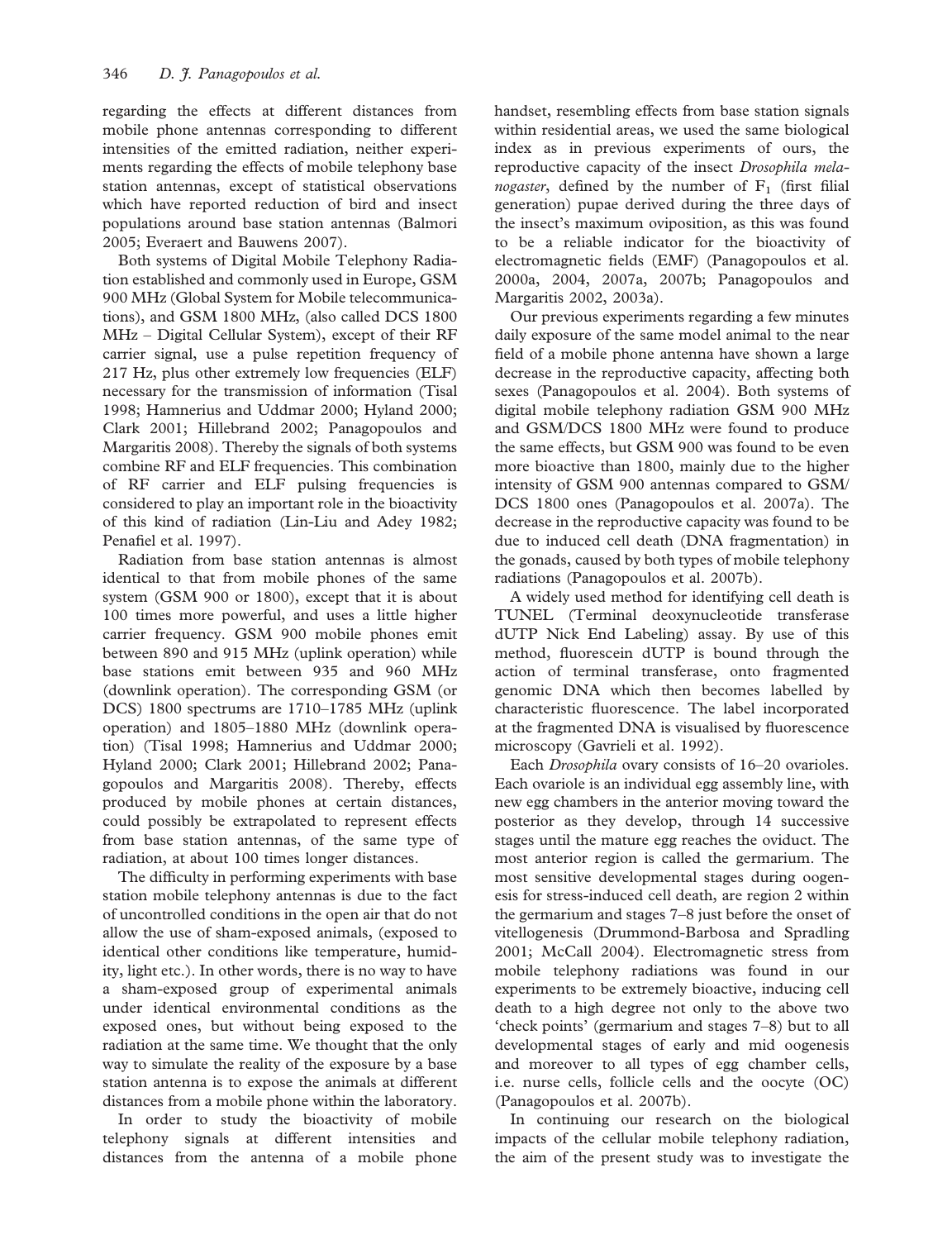regarding the effects at different distances from mobile phone antennas corresponding to different intensities of the emitted radiation, neither experiments regarding the effects of mobile telephony base station antennas, except of statistical observations which have reported reduction of bird and insect populations around base station antennas (Balmori 2005; Everaert and Bauwens 2007).

Both systems of Digital Mobile Telephony Radiation established and commonly used in Europe, GSM 900 MHz (Global System for Mobile telecommunications), and GSM 1800 MHz, (also called DCS 1800 MHz – Digital Cellular System), except of their RF carrier signal, use a pulse repetition frequency of 217 Hz, plus other extremely low frequencies (ELF) necessary for the transmission of information (Tisal 1998; Hamnerius and Uddmar 2000; Hyland 2000; Clark 2001; Hillebrand 2002; Panagopoulos and Margaritis 2008). Thereby the signals of both systems combine RF and ELF frequencies. This combination of RF carrier and ELF pulsing frequencies is considered to play an important role in the bioactivity of this kind of radiation (Lin-Liu and Adey 1982; Penafiel et al. 1997).

Radiation from base station antennas is almost identical to that from mobile phones of the same system (GSM 900 or 1800), except that it is about 100 times more powerful, and uses a little higher carrier frequency. GSM 900 mobile phones emit between 890 and 915 MHz (uplink operation) while base stations emit between 935 and 960 MHz (downlink operation). The corresponding GSM (or DCS) 1800 spectrums are 1710–1785 MHz (uplink operation) and 1805–1880 MHz (downlink operation) (Tisal 1998; Hamnerius and Uddmar 2000; Hyland 2000; Clark 2001; Hillebrand 2002; Panagopoulos and Margaritis 2008). Thereby, effects produced by mobile phones at certain distances, could possibly be extrapolated to represent effects from base station antennas, of the same type of radiation, at about 100 times longer distances.

The difficulty in performing experiments with base station mobile telephony antennas is due to the fact of uncontrolled conditions in the open air that do not allow the use of sham-exposed animals, (exposed to identical other conditions like temperature, humidity, light etc.). In other words, there is no way to have a sham-exposed group of experimental animals under identical environmental conditions as the exposed ones, but without being exposed to the radiation at the same time. We thought that the only way to simulate the reality of the exposure by a base station antenna is to expose the animals at different distances from a mobile phone within the laboratory.

In order to study the bioactivity of mobile telephony signals at different intensities and distances from the antenna of a mobile phone handset, resembling effects from base station signals within residential areas, we used the same biological index as in previous experiments of ours, the reproductive capacity of the insect *Drosophila melanogaster*, defined by the number of $F_1$ (first filial generation) pupae derived during the three days of the insect's maximum oviposition, as this was found to be a reliable indicator for the bioactivity of electromagnetic fields (EMF) (Panagopoulos et al. 2000a, 2004, 2007a, 2007b; Panagopoulos and Margaritis 2002, 2003a).

Our previous experiments regarding a few minutes daily exposure of the same model animal to the near field of a mobile phone antenna have shown a large decrease in the reproductive capacity, affecting both sexes (Panagopoulos et al. 2004). Both systems of digital mobile telephony radiation GSM 900 MHz and GSM/DCS 1800 MHz were found to produce the same effects, but GSM 900 was found to be even more bioactive than 1800, mainly due to the higher intensity of GSM 900 antennas compared to GSM/DCS 1800 ones (Panagopoulos et al. 2007a). The decrease in the reproductive capacity was found to be due to induced cell death (DNA fragmentation) in the gonads, caused by both types of mobile telephony radiations (Panagopoulos et al. 2007b).

A widely used method for identifying cell death is TUNEL (Terminal deoxynucleotide transferase dUTP Nick End Labeling) assay. By use of this method, fluorescein dUTP is bound through the action of terminal transferase, onto fragmented genomic DNA which then becomes labelled by characteristic fluorescence. The label incorporated at the fragmented DNA is visualised by fluorescence microscopy (Gavrieli et al. 1992).

Each *Drosophila* ovary consists of 16–20 ovarioles. Each ovariole is an individual egg assembly line, with new egg chambers in the anterior moving toward the posterior as they develop, through 14 successive stages until the mature egg reaches the oviduct. The most anterior region is called the germarium. The most sensitive developmental stages during oogenesis for stress-induced cell death, are region 2 within the germarium and stages 7–8 just before the onset of vitellogenesis (Drummond-Barbosa and Spradling 2001; McCall 2004). Electromagnetic stress from mobile telephony radiations was found in our experiments to be extremely bioactive, inducing cell death to a high degree not only to the above two 'check points' (germarium and stages 7–8) but to all developmental stages of early and mid oogenesis and moreover to all types of egg chamber cells, i.e. nurse cells, follicle cells and the oocyte (OC) (Panagopoulos et al. 2007b).

In continuing our research on the biological impacts of the cellular mobile telephony radiation, the aim of the present study was to investigate the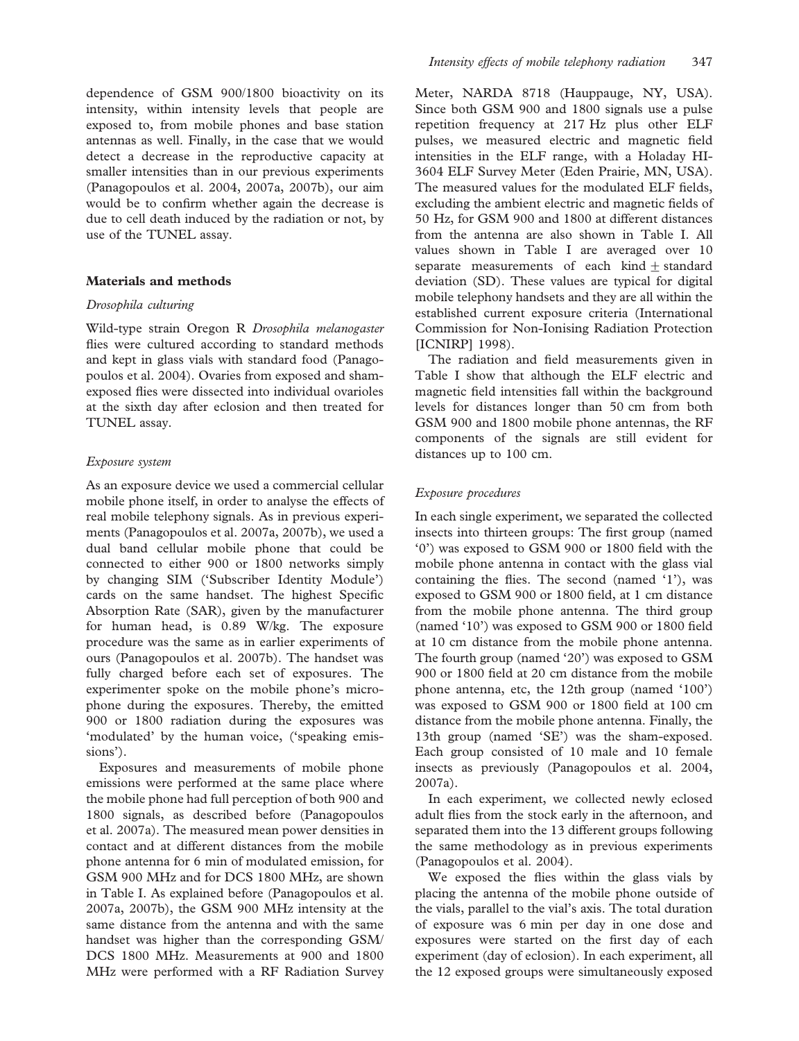dependence of GSM 900/1800 bioactivity on its intensity, within intensity levels that people are exposed to, from mobile phones and base station antennas as well. Finally, in the case that we would detect a decrease in the reproductive capacity at smaller intensities than in our previous experiments (Panagopoulos et al. 2004, 2007a, 2007b), our aim would be to confirm whether again the decrease is due to cell death induced by the radiation or not, by use of the TUNEL assay.

## Materials and methods

### *Drosophila culturing*

Wild-type strain Oregon R *Drosophila melanogaster* flies were cultured according to standard methods and kept in glass vials with standard food (Panagopoulos et al. 2004). Ovaries from exposed and sham-exposed flies were dissected into individual ovarioles at the sixth day after eclosion and then treated for TUNEL assay.

### *Exposure system*

As an exposure device we used a commercial cellular mobile phone itself, in order to analyse the effects of real mobile telephony signals. As in previous experiments (Panagopoulos et al. 2007a, 2007b), we used a dual band cellular mobile phone that could be connected to either 900 or 1800 networks simply by changing SIM ('Subscriber Identity Module') cards on the same handset. The highest Specific Absorption Rate (SAR), given by the manufacturer for human head, is 0.89 W/kg. The exposure procedure was the same as in earlier experiments of ours (Panagopoulos et al. 2007b). The handset was fully charged before each set of exposures. The experimenter spoke on the mobile phone's microphone during the exposures. Thereby, the emitted 900 or 1800 radiation during the exposures was 'modulated' by the human voice, ('speaking emissions').

Exposures and measurements of mobile phone emissions were performed at the same place where the mobile phone had full perception of both 900 and 1800 signals, as described before (Panagopoulos et al. 2007a). The measured mean power densities in contact and at different distances from the mobile phone antenna for 6 min of modulated emission, for GSM 900 MHz and for DCS 1800 MHz, are shown in Table I. As explained before (Panagopoulos et al. 2007a, 2007b), the GSM 900 MHz intensity at the same distance from the antenna and with the same handset was higher than the corresponding GSM/DCS 1800 MHz. Measurements at 900 and 1800 MHz were performed with a RF Radiation Survey Meter, NARDA 8718 (Hauppauge, NY, USA). Since both GSM 900 and 1800 signals use a pulse repetition frequency at 217 Hz plus other ELF pulses, we measured electric and magnetic field intensities in the ELF range, with a Holaday HI-3604 ELF Survey Meter (Eden Prairie, MN, USA). The measured values for the modulated ELF fields, excluding the ambient electric and magnetic fields of 50 Hz, for GSM 900 and 1800 at different distances from the antenna are also shown in Table I. All values shown in Table I are averaged over 10 separate measurements of each kind $\pm$ standard deviation (SD). These values are typical for digital mobile telephony handsets and they are all within the established current exposure criteria (International Commission for Non-Ionising Radiation Protection [ICNIRP] 1998).

The radiation and field measurements given in Table I show that although the ELF electric and magnetic field intensities fall within the background levels for distances longer than 50 cm from both GSM 900 and 1800 mobile phone antennas, the RF components of the signals are still evident for distances up to 100 cm.

### *Exposure procedures*

In each single experiment, we separated the collected insects into thirteen groups: The first group (named '0') was exposed to GSM 900 or 1800 field with the mobile phone antenna in contact with the glass vial containing the flies. The second (named '1'), was exposed to GSM 900 or 1800 field, at 1 cm distance from the mobile phone antenna. The third group (named '10') was exposed to GSM 900 or 1800 field at 10 cm distance from the mobile phone antenna. The fourth group (named '20') was exposed to GSM 900 or 1800 field at 20 cm distance from the mobile phone antenna, etc, the 12th group (named '100') was exposed to GSM 900 or 1800 field at 100 cm distance from the mobile phone antenna. Finally, the 13th group (named 'SE') was the sham-exposed. Each group consisted of 10 male and 10 female insects as previously (Panagopoulos et al. 2004, 2007a).

In each experiment, we collected newly eclosed adult flies from the stock early in the afternoon, and separated them into the 13 different groups following the same methodology as in previous experiments (Panagopoulos et al. 2004).

We exposed the flies within the glass vials by placing the antenna of the mobile phone outside of the vials, parallel to the vial's axis. The total duration of exposure was 6 min per day in one dose and exposures were started on the first day of each experiment (day of eclosion). In each experiment, all the 12 exposed groups were simultaneously exposed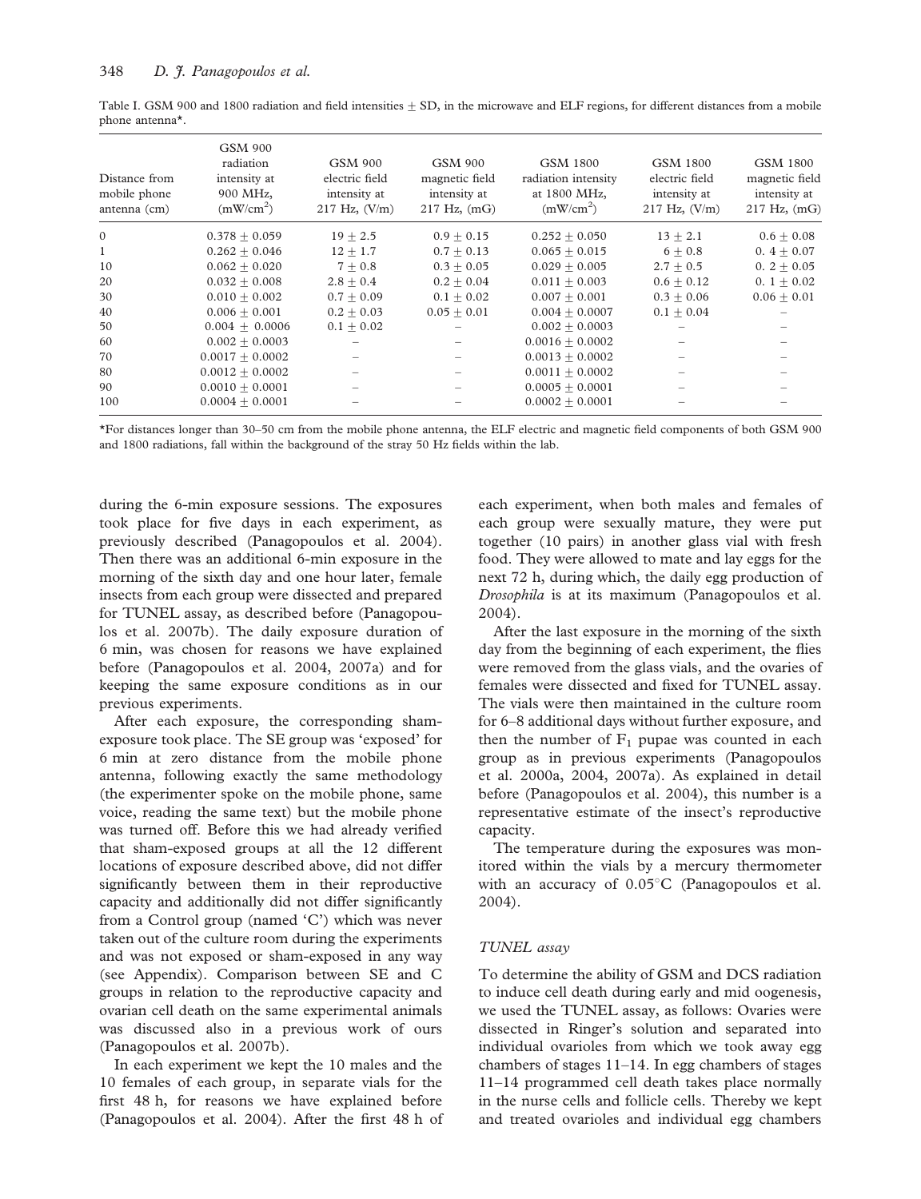Table I. GSM 900 and 1800 radiation and field intensities ± SD, in the microwave and ELF regions, for different distances from a mobile phone antenna*.

| Distance from mobile phone antenna (cm) | GSM 900 radiation intensity at 900 MHz, (mW/cm$^2$) | GSM 900 electric field intensity at 217 Hz, (V/m) | GSM 900 magnetic field intensity at 217 Hz, (mG) | GSM 1800 radiation intensity at 1800 MHz, (mW/cm$^2$) | GSM 1800 electric field intensity at 217 Hz, (V/m) | GSM 1800 magnetic field intensity at 217 Hz, (mG) |
|---|---|---|---|---|---|---|
| 0 | 0.378 ± 0.059 | 19 ± 2.5 | 0.9 ± 0.15 | 0.252 ± 0.050 | 13 ± 2.1 | 0.6 ± 0.08 |
| 1 | 0.262 ± 0.046 | 12 ± 1.7 | 0.7 ± 0.13 | 0.065 ± 0.015 | 6 ± 0.8 | 0. 4 ± 0.07 |
| 10 | 0.062 ± 0.020 | 7 ± 0.8 | 0.3 ± 0.05 | 0.029 ± 0.005 | 2.7 ± 0.5 | 0. 2 ± 0.05 |
| 20 | 0.032 ± 0.008 | 2.8 ± 0.4 | 0.2 ± 0.04 | 0.011 ± 0.003 | 0.6 ± 0.12 | 0. 1 ± 0.02 |
| 30 | 0.010 ± 0.002 | 0.7 ± 0.09 | 0.1 ± 0.02 | 0.007 ± 0.001 | 0.3 ± 0.06 | 0.06 ± 0.01 |
| 40 | 0.006 ± 0.001 | 0.2 ± 0.03 | 0.05 ± 0.01 | 0.004 ± 0.0007 | 0.1 ± 0.04 | – |
| 50 | 0.004 ± 0.0006 | 0.1 ± 0.02 | – | 0.002 ± 0.0003 | – | – |
| 60 | 0.002 ± 0.0003 | – | – | 0.0016 ± 0.0002 | – | – |
| 70 | 0.0017 ± 0.0002 | – | – | 0.0013 ± 0.0002 | – | – |
| 80 | 0.0012 ± 0.0002 | – | – | 0.0011 ± 0.0002 | – | – |
| 90 | 0.0010 ± 0.0001 | – | – | 0.0005 ± 0.0001 | – | – |
| 100 | 0.0004 ± 0.0001 | – | – | 0.0002 ± 0.0001 | – | – |

*For distances longer than 30–50 cm from the mobile phone antenna, the ELF electric and magnetic field components of both GSM 900 and 1800 radiations, fall within the background of the stray 50 Hz fields within the lab.

during the 6-min exposure sessions. The exposures took place for five days in each experiment, as previously described (Panagopoulos et al. 2004). Then there was an additional 6-min exposure in the morning of the sixth day and one hour later, female insects from each group were dissected and prepared for TUNEL assay, as described before (Panagopoulos et al. 2007b). The daily exposure duration of 6 min, was chosen for reasons we have explained before (Panagopoulos et al. 2004, 2007a) and for keeping the same exposure conditions as in our previous experiments.

After each exposure, the corresponding sham-exposure took place. The SE group was 'exposed' for 6 min at zero distance from the mobile phone antenna, following exactly the same methodology (the experimenter spoke on the mobile phone, same voice, reading the same text) but the mobile phone was turned off. Before this we had already verified that sham-exposed groups at all the 12 different locations of exposure described above, did not differ significantly between them in their reproductive capacity and additionally did not differ significantly from a Control group (named 'C') which was never taken out of the culture room during the experiments and was not exposed or sham-exposed in any way (see Appendix). Comparison between SE and C groups in relation to the reproductive capacity and ovarian cell death on the same experimental animals was discussed also in a previous work of ours (Panagopoulos et al. 2007b).

In each experiment we kept the 10 males and the 10 females of each group, in separate vials for the first 48 h, for reasons we have explained before (Panagopoulos et al. 2004). After the first 48 h of each experiment, when both males and females of each group were sexually mature, they were put together (10 pairs) in another glass vial with fresh food. They were allowed to mate and lay eggs for the next 72 h, during which, the daily egg production of *Drosophila* is at its maximum (Panagopoulos et al. 2004).

After the last exposure in the morning of the sixth day from the beginning of each experiment, the flies were removed from the glass vials, and the ovaries of females were dissected and fixed for TUNEL assay. The vials were then maintained in the culture room for 6–8 additional days without further exposure, and then the number of $F_1$ pupae was counted in each group as in previous experiments (Panagopoulos et al. 2000a, 2004, 2007a). As explained in detail before (Panagopoulos et al. 2004), this number is a representative estimate of the insect's reproductive capacity.

The temperature during the exposures was monitored within the vials by a mercury thermometer with an accuracy of 0.05°C (Panagopoulos et al. 2004).

### *TUNEL assay*

To determine the ability of GSM and DCS radiation to induce cell death during early and mid oogenesis, we used the TUNEL assay, as follows: Ovaries were dissected in Ringer's solution and separated into individual ovarioles from which we took away egg chambers of stages 11–14. In egg chambers of stages 11–14 programmed cell death takes place normally in the nurse cells and follicle cells. Thereby we kept and treated ovarioles and individual egg chambers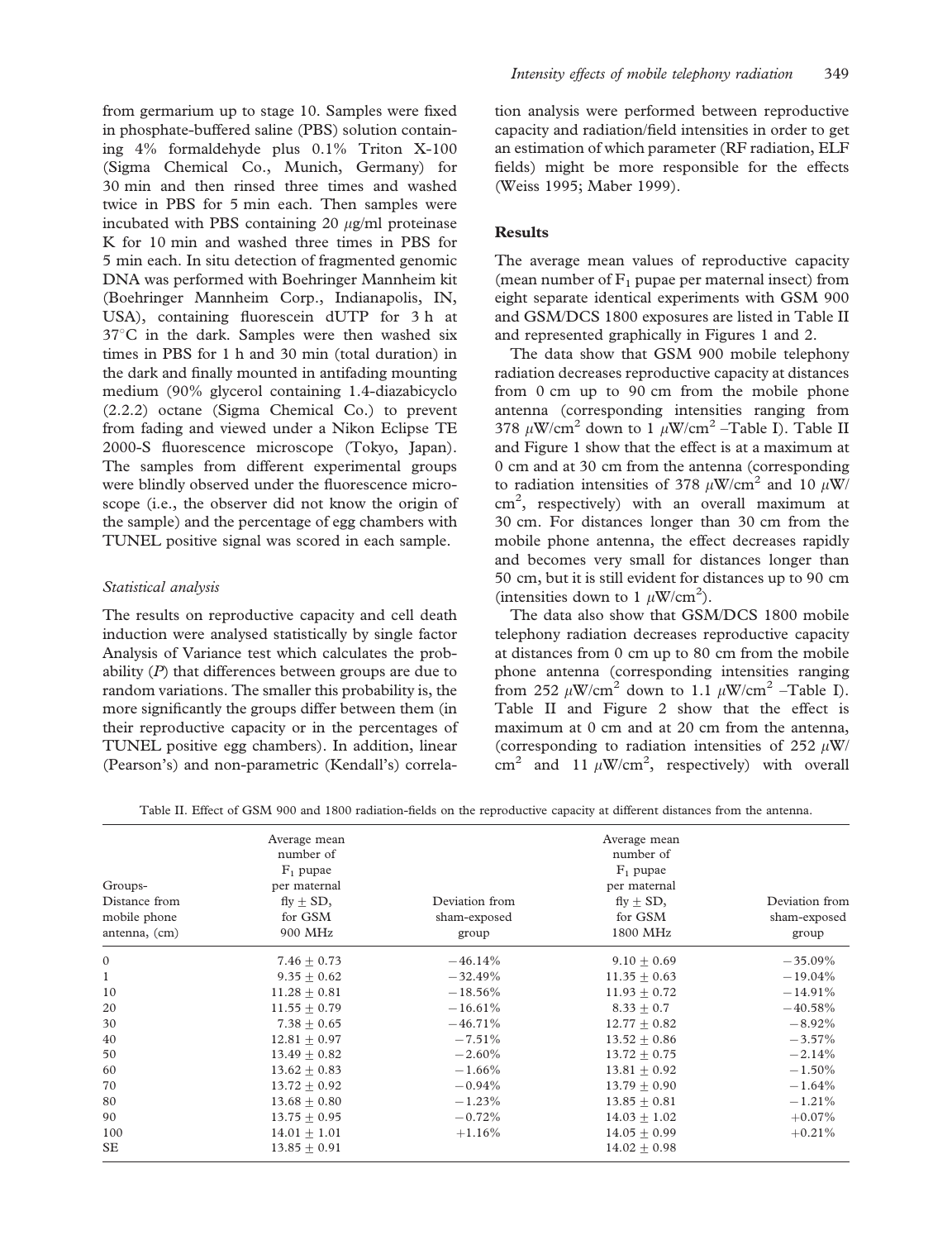from germarium up to stage 10. Samples were fixed in phosphate-buffered saline (PBS) solution containing 4% formaldehyde plus 0.1% Triton X-100 (Sigma Chemical Co., Munich, Germany) for 30 min and then rinsed three times and washed twice in PBS for 5 min each. Then samples were incubated with PBS containing 20 $\mu$g/ml proteinase K for 10 min and washed three times in PBS for 5 min each. In situ detection of fragmented genomic DNA was performed with Boehringer Mannheim kit (Boehringer Mannheim Corp., Indianapolis, IN, USA), containing fluorescein dUTP for 3 h at 37°C in the dark. Samples were then washed six times in PBS for 1 h and 30 min (total duration) in the dark and finally mounted in antifading mounting medium (90% glycerol containing 1.4-diazabicyclo (2.2.2) octane (Sigma Chemical Co.) to prevent from fading and viewed under a Nikon Eclipse TE 2000-S fluorescence microscope (Tokyo, Japan). The samples from different experimental groups were blindly observed under the fluorescence microscope (i.e., the observer did not know the origin of the sample) and the percentage of egg chambers with TUNEL positive signal was scored in each sample.

### *Statistical analysis*

The results on reproductive capacity and cell death induction were analysed statistically by single factor Analysis of Variance test which calculates the probability ($P$) that differences between groups are due to random variations. The smaller this probability is, the more significantly the groups differ between them (in their reproductive capacity or in the percentages of TUNEL positive egg chambers). In addition, linear (Pearson's) and non-parametric (Kendall's) correlation analysis were performed between reproductive capacity and radiation/field intensities in order to get an estimation of which parameter (RF radiation, ELF fields) might be more responsible for the effects (Weiss 1995; Maber 1999).

## Results

The average mean values of reproductive capacity (mean number of $F_1$ pupae per maternal insect) from eight separate identical experiments with GSM 900 and GSM/DCS 1800 exposures are listed in Table II and represented graphically in Figures 1 and 2.

The data show that GSM 900 mobile telephony radiation decreases reproductive capacity at distances from 0 cm up to 90 cm from the mobile phone antenna (corresponding intensities ranging from 378 $\mu$W/cm$^2$ down to 1 $\mu$W/cm$^2$ –Table I). Table II and Figure 1 show that the effect is at a maximum at 0 cm and at 30 cm from the antenna (corresponding to radiation intensities of 378 $\mu$W/cm$^2$ and 10 $\mu$W/cm$^2$, respectively) with an overall maximum at 30 cm. For distances longer than 30 cm from the mobile phone antenna, the effect decreases rapidly and becomes very small for distances longer than 50 cm, but it is still evident for distances up to 90 cm (intensities down to 1 $\mu$W/cm$^2$).

The data also show that GSM/DCS 1800 mobile telephony radiation decreases reproductive capacity at distances from 0 cm up to 80 cm from the mobile phone antenna (corresponding intensities ranging from 252 $\mu$W/cm$^2$ down to 1.1 $\mu$W/cm$^2$ –Table I). Table II and Figure 2 show that the effect is maximum at 0 cm and at 20 cm from the antenna, (corresponding to radiation intensities of 252 $\mu$W/cm$^2$ and 11 $\mu$W/cm$^2$, respectively) with overall

Table II. Effect of GSM 900 and 1800 radiation-fields on the reproductive capacity at different distances from the antenna.

| Groups- Distance from mobile phone antenna, (cm) | Average mean number of $F_1$ pupae per maternal fly $\pm$ SD, for GSM 900 MHz | Deviation from sham-exposed group | Average mean number of $F_1$ pupae per maternal fly $\pm$ SD, for GSM 1800 MHz | Deviation from sham-exposed group |
|---|---|---|---|---|
| 0 | 7.46 $\pm$ 0.73 | −46.14% | 9.10 $\pm$ 0.69 | −35.09% |
| 1 | 9.35 $\pm$ 0.62 | −32.49% | 11.35 $\pm$ 0.63 | −19.04% |
| 10 | 11.28 $\pm$ 0.81 | −18.56% | 11.93 $\pm$ 0.72 | −14.91% |
| 20 | 11.55 $\pm$ 0.79 | −16.61% | 8.33 $\pm$ 0.7 | −40.58% |
| 30 | 7.38 $\pm$ 0.65 | −46.71% | 12.77 $\pm$ 0.82 | −8.92% |
| 40 | 12.81 $\pm$ 0.97 | −7.51% | 13.52 $\pm$ 0.86 | −3.57% |
| 50 | 13.49 $\pm$ 0.82 | −2.60% | 13.72 $\pm$ 0.75 | −2.14% |
| 60 | 13.62 $\pm$ 0.83 | −1.66% | 13.81 $\pm$ 0.92 | −1.50% |
| 70 | 13.72 $\pm$ 0.92 | −0.94% | 13.79 $\pm$ 0.90 | −1.64% |
| 80 | 13.68 $\pm$ 0.80 | −1.23% | 13.85 $\pm$ 0.81 | −1.21% |
| 90 | 13.75 $\pm$ 0.95 | −0.72% | 14.03 $\pm$ 1.02 | +0.07% |
| 100 | 14.01 $\pm$ 1.01 | +1.16% | 14.05 $\pm$ 0.99 | +0.21% |
| SE | 13.85 $\pm$ 0.91 | | 14.02 $\pm$ 0.98 | |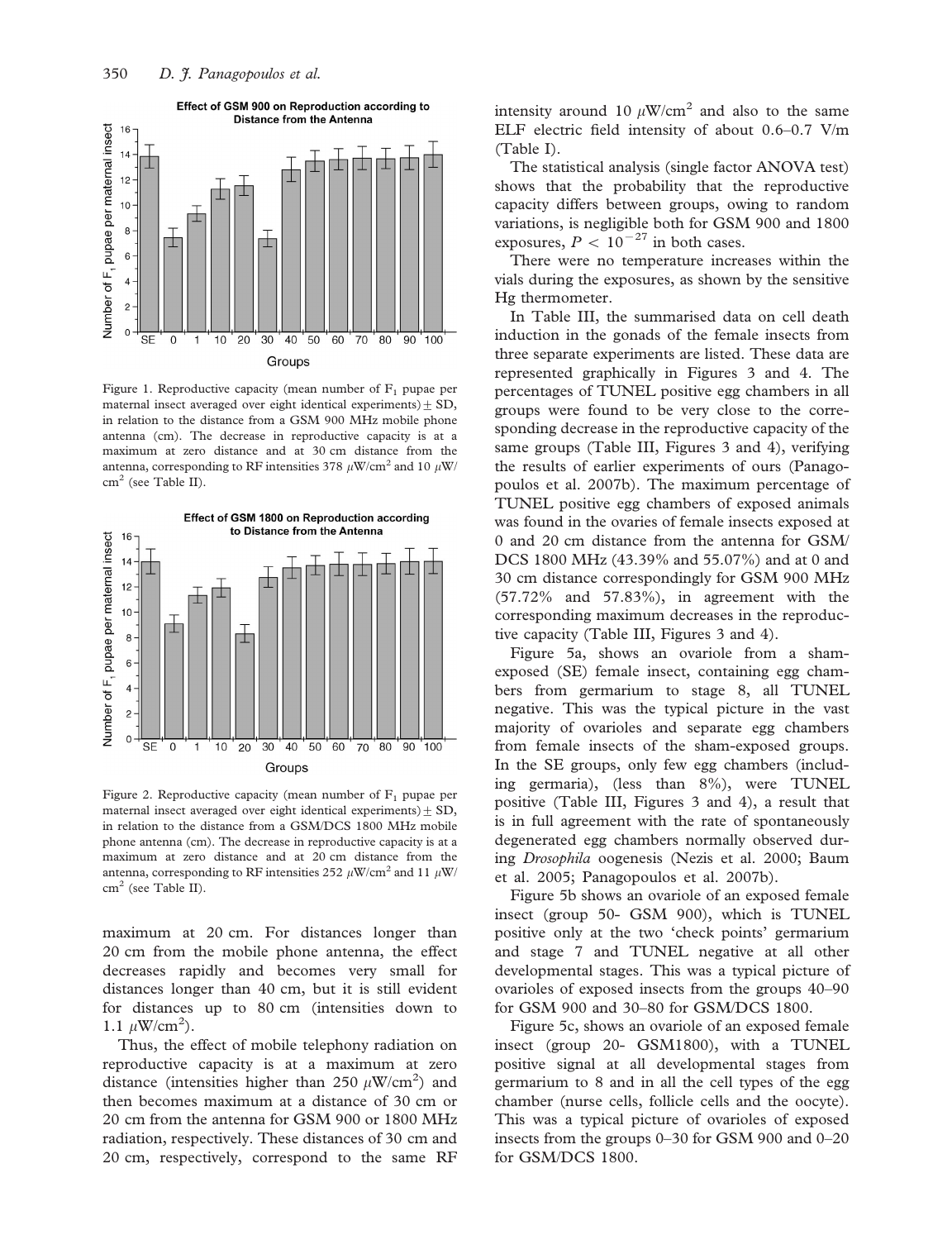**Effect of GSM 900 on Reproduction according to Distance from the Antenna**

Figure 1. Reproductive capacity (mean number of $F_1$ pupae per maternal insect averaged over eight identical experiments) ± SD, in relation to the distance from a GSM 900 MHz mobile phone antenna (cm). The decrease in reproductive capacity is at a maximum at zero distance and at 30 cm distance from the antenna, corresponding to RF intensities 378 $\mu$W/cm$^2$ and 10 $\mu$W/cm$^2$ (see Table II).

**Effect of GSM 1800 on Reproduction according to Distance from the Antenna**

Figure 2. Reproductive capacity (mean number of $F_1$ pupae per maternal insect averaged over eight identical experiments) ± SD, in relation to the distance from a GSM/DCS 1800 MHz mobile phone antenna (cm). The decrease in reproductive capacity is at a maximum at zero distance and at 20 cm distance from the antenna, corresponding to RF intensities 252 $\mu$W/cm$^2$ and 11 $\mu$W/cm$^2$ (see Table II).

maximum at 20 cm. For distances longer than 20 cm from the mobile phone antenna, the effect decreases rapidly and becomes very small for distances longer than 40 cm, but it is still evident for distances up to 80 cm (intensities down to 1.1 $\mu$W/cm$^2$).

Thus, the effect of mobile telephony radiation on reproductive capacity is at a maximum at zero distance (intensities higher than 250 $\mu$W/cm$^2$) and then becomes maximum at a distance of 30 cm or 20 cm from the antenna for GSM 900 or 1800 MHz radiation, respectively. These distances of 30 cm and 20 cm, respectively, correspond to the same RF intensity around 10 $\mu$W/cm$^2$ and also to the same ELF electric field intensity of about 0.6–0.7 V/m (Table I).

The statistical analysis (single factor ANOVA test) shows that the probability that the reproductive capacity differs between groups, owing to random variations, is negligible both for GSM 900 and 1800 exposures, $P < 10^{-27}$ in both cases.

There were no temperature increases within the vials during the exposures, as shown by the sensitive Hg thermometer.

In Table III, the summarised data on cell death induction in the gonads of the female insects from three separate experiments are listed. These data are represented graphically in Figures 3 and 4. The percentages of TUNEL positive egg chambers in all groups were found to be very close to the corresponding decrease in the reproductive capacity of the same groups (Table III, Figures 3 and 4), verifying the results of earlier experiments of ours (Panagopoulos et al. 2007b). The maximum percentage of TUNEL positive egg chambers of exposed animals was found in the ovaries of female insects exposed at 0 and 20 cm distance from the antenna for GSM/DCS 1800 MHz (43.39% and 55.07%) and at 0 and 30 cm distance correspondingly for GSM 900 MHz (57.72% and 57.83%), in agreement with the corresponding maximum decreases in the reproductive capacity (Table III, Figures 3 and 4).

Figure 5a, shows an ovariole from a sham-exposed (SE) female insect, containing egg chambers from germarium to stage 8, all TUNEL negative. This was the typical picture in the vast majority of ovarioles and separate egg chambers from female insects of the sham-exposed groups. In the SE groups, only few egg chambers (including germaria), (less than 8%), were TUNEL positive (Table III, Figures 3 and 4), a result that is in full agreement with the rate of spontaneously degenerated egg chambers normally observed during *Drosophila* oogenesis (Nezis et al. 2000; Baum et al. 2005; Panagopoulos et al. 2007b).

Figure 5b shows an ovariole of an exposed female insect (group 50- GSM 900), which is TUNEL positive only at the two 'check points' germarium and stage 7 and TUNEL negative at all other developmental stages. This was a typical picture of ovarioles of exposed insects from the groups 40–90 for GSM 900 and 30–80 for GSM/DCS 1800.

Figure 5c, shows an ovariole of an exposed female insect (group 20- GSM1800), with a TUNEL positive signal at all developmental stages from germarium to 8 and in all the cell types of the egg chamber (nurse cells, follicle cells and the oocyte). This was a typical picture of ovarioles of exposed insects from the groups 0–30 for GSM 900 and 0–20 for GSM/DCS 1800.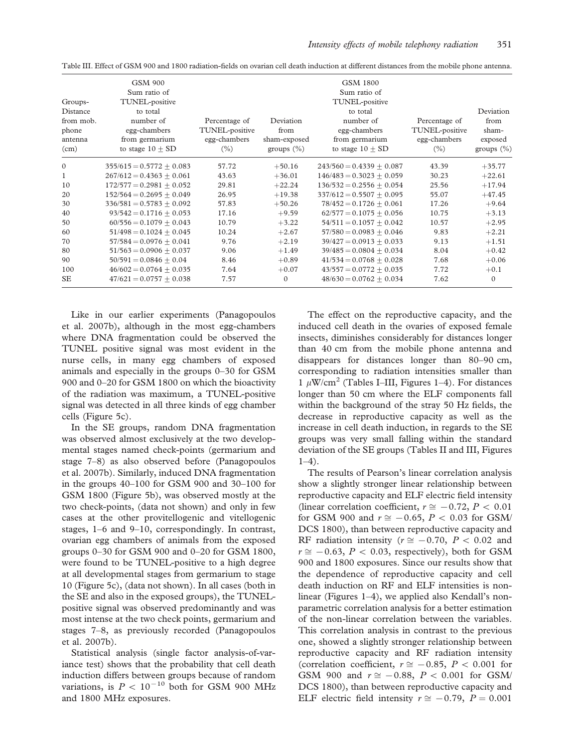Table III. Effect of GSM 900 and 1800 radiation-fields on ovarian cell death induction at different distances from the mobile phone antenna.

| Groups-Distance from mob. phone antenna (cm) | GSM 900 Sum ratio of TUNEL-positive to total number of egg-chambers from germarium to stage 10 ± SD | Percentage of TUNEL-positive egg-chambers (%) | Deviation from sham-exposed groups (%) | GSM 1800 Sum ratio of TUNEL-positive to total number of egg-chambers from germarium to stage 10 ± SD | Percentage of TUNEL-positive egg-chambers (%) | Deviation from sham-exposed groups (%) |
|---|---|---|---|---|---|---|
| 0 | 355/615 = 0.5772 ± 0.083 | 57.72 | +50.16 | 243/560 = 0.4339 ± 0.087 | 43.39 | +35.77 |
| 1 | 267/612 = 0.4363 ± 0.061 | 43.63 | +36.01 | 146/483 = 0.3023 ± 0.059 | 30.23 | +22.61 |
| 10 | 172/577 = 0.2981 ± 0.052 | 29.81 | +22.24 | 136/532 = 0.2556 ± 0.054 | 25.56 | +17.94 |
| 20 | 152/564 = 0.2695 ± 0.049 | 26.95 | +19.38 | 337/612 = 0.5507 ± 0.095 | 55.07 | +47.45 |
| 30 | 336/581 = 0.5783 ± 0.092 | 57.83 | +50.26 | 78/452 = 0.1726 ± 0.061 | 17.26 | +9.64 |
| 40 | 93/542 = 0.1716 ± 0.053 | 17.16 | +9.59 | 62/577 = 0.1075 ± 0.056 | 10.75 | +3.13 |
| 50 | 60/556 = 0.1079 ± 0.043 | 10.79 | +3.22 | 54/511 = 0.1057 ± 0.042 | 10.57 | +2.95 |
| 60 | 51/498 = 0.1024 ± 0.045 | 10.24 | +2.67 | 57/580 = 0.0983 ± 0.046 | 9.83 | +2.21 |
| 70 | 57/584 = 0.0976 ± 0.041 | 9.76 | +2.19 | 39/427 = 0.0913 ± 0.033 | 9.13 | +1.51 |
| 80 | 51/563 = 0.0906 ± 0.037 | 9.06 | +1.49 | 39/485 = 0.0804 ± 0.034 | 8.04 | +0.42 |
| 90 | 50/591 = 0.0846 ± 0.04 | 8.46 | +0.89 | 41/534 = 0.0768 ± 0.028 | 7.68 | +0.06 |
| 100 | 46/602 = 0.0764 ± 0.035 | 7.64 | +0.07 | 43/557 = 0.0772 ± 0.035 | 7.72 | +0.1 |
| SE | 47/621 = 0.0757 ± 0.038 | 7.57 | 0 | 48/630 = 0.0762 ± 0.034 | 7.62 | 0 |

Like in our earlier experiments (Panagopoulos et al. 2007b), although in the most egg-chambers where DNA fragmentation could be observed the TUNEL positive signal was most evident in the nurse cells, in many egg chambers of exposed animals and especially in the groups 0–30 for GSM 900 and 0–20 for GSM 1800 on which the bioactivity of the radiation was maximum, a TUNEL-positive signal was detected in all three kinds of egg chamber cells (Figure 5c).

In the SE groups, random DNA fragmentation was observed almost exclusively at the two developmental stages named check-points (germarium and stage 7–8) as also observed before (Panagopoulos et al. 2007b). Similarly, induced DNA fragmentation in the groups 40–100 for GSM 900 and 30–100 for GSM 1800 (Figure 5b), was observed mostly at the two check-points, (data not shown) and only in few cases at the other provitellogenic and vitellogenic stages, 1–6 and 9–10, correspondingly. In contrast, ovarian egg chambers of animals from the exposed groups 0–30 for GSM 900 and 0–20 for GSM 1800, were found to be TUNEL-positive to a high degree at all developmental stages from germarium to stage 10 (Figure 5c), (data not shown). In all cases (both in the SE and also in the exposed groups), the TUNEL-positive signal was observed predominantly and was most intense at the two check points, germarium and stages 7–8, as previously recorded (Panagopoulos et al. 2007b).

Statistical analysis (single factor analysis-of-variance test) shows that the probability that cell death induction differs between groups because of random variations, is $P < 10^{-10}$ both for GSM 900 MHz and 1800 MHz exposures.

The effect on the reproductive capacity, and the induced cell death in the ovaries of exposed female insects, diminishes considerably for distances longer than 40 cm from the mobile phone antenna and disappears for distances longer than 80–90 cm, corresponding to radiation intensities smaller than 1 $\mu$W/cm$^2$ (Tables I–III, Figures 1–4). For distances longer than 50 cm where the ELF components fall within the background of the stray 50 Hz fields, the decrease in reproductive capacity as well as the increase in cell death induction, in regards to the SE groups was very small falling within the standard deviation of the SE groups (Tables II and III, Figures 1–4).

The results of Pearson's linear correlation analysis show a slightly stronger linear relationship between reproductive capacity and ELF electric field intensity (linear correlation coefficient, $r \cong -0.72$, $P < 0.01$ for GSM 900 and $r \cong -0.65$, $P < 0.03$ for GSM/DCS 1800), than between reproductive capacity and RF radiation intensity ($r \cong -0.70$, $P < 0.02$ and $r \cong -0.63$, $P < 0.03$, respectively), both for GSM 900 and 1800 exposures. Since our results show that the dependence of reproductive capacity and cell death induction on RF and ELF intensities is nonlinear (Figures 1–4), we applied also Kendall's nonparametric correlation analysis for a better estimation of the non-linear correlation between the variables. This correlation analysis in contrast to the previous one, showed a slightly stronger relationship between reproductive capacity and RF radiation intensity (correlation coefficient, $r \cong -0.85$, $P < 0.001$ for GSM 900 and $r \cong -0.88$, $P < 0.001$ for GSM/DCS 1800), than between reproductive capacity and ELF electric field intensity $r \cong -0.79$, $P = 0.001$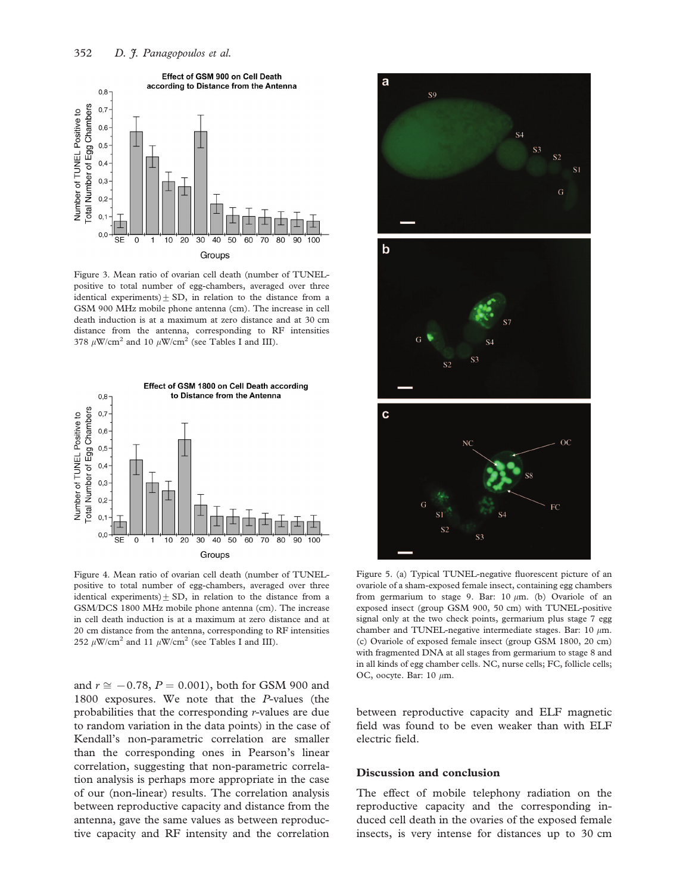Figure 3. Mean ratio of ovarian cell death (number of TUNEL-positive to total number of egg-chambers, averaged over three identical experiments) ± SD, in relation to the distance from a GSM 900 MHz mobile phone antenna (cm). The increase in cell death induction is at a maximum at zero distance and at 30 cm distance from the antenna, corresponding to RF intensities 378 $\mu$W/cm$^2$ and 10 $\mu$W/cm$^2$ (see Tables I and III).

Figure 4. Mean ratio of ovarian cell death (number of TUNEL-positive to total number of egg-chambers, averaged over three identical experiments) ± SD, in relation to the distance from a GSM/DCS 1800 MHz mobile phone antenna (cm). The increase in cell death induction is at a maximum at zero distance and at 20 cm distance from the antenna, corresponding to RF intensities 252 $\mu$W/cm$^2$ and 11 $\mu$W/cm$^2$ (see Tables I and III).

Figure 5. (a) Typical TUNEL-negative fluorescent picture of an ovariole of a sham-exposed female insect, containing egg chambers from germarium to stage 9. Bar: 10 $\mu$m. (b) Ovariole of an exposed insect (group GSM 900, 50 cm) with TUNEL-positive signal only at the two check points, germarium plus stage 7 egg chamber and TUNEL-negative intermediate stages. Bar: 10 $\mu$m. (c) Ovariole of exposed female insect (group GSM 1800, 20 cm) with fragmented DNA at all stages from germarium to stage 8 and in all kinds of egg chamber cells. NC, nurse cells; FC, follicle cells; OC, oocyte. Bar: 10 $\mu$m.

and $r \cong -0.78$, $P = 0.001$), both for GSM 900 and 1800 exposures. We note that the $P$-values (the probabilities that the corresponding $r$-values are due to random variation in the data points) in the case of Kendall's non-parametric correlation are smaller than the corresponding ones in Pearson's linear correlation, suggesting that non-parametric correlation analysis is perhaps more appropriate in the case of our (non-linear) results. The correlation analysis between reproductive capacity and distance from the antenna, gave the same values as between reproductive capacity and RF intensity and the correlation between reproductive capacity and ELF magnetic field was found to be even weaker than with ELF electric field.

## Discussion and conclusion

The effect of mobile telephony radiation on the reproductive capacity and the corresponding induced cell death in the ovaries of the exposed female insects, is very intense for distances up to 30 cm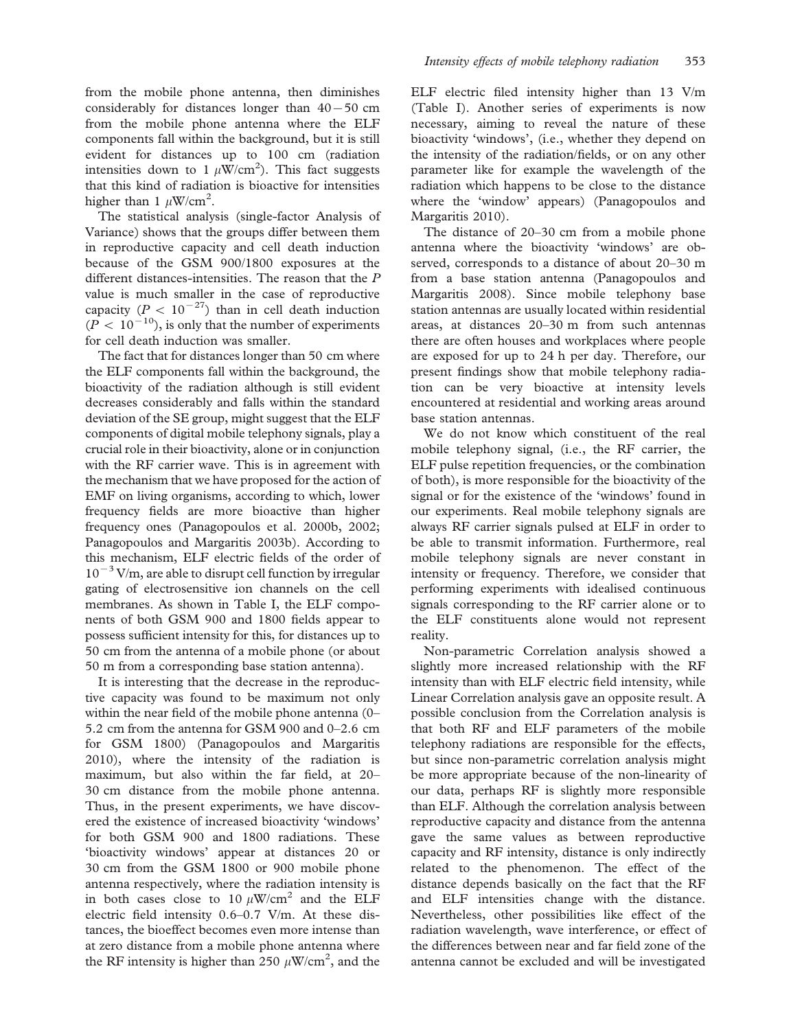from the mobile phone antenna, then diminishes considerably for distances longer than $40-50$ cm from the mobile phone antenna where the ELF components fall within the background, but it is still evident for distances up to 100 cm (radiation intensities down to 1 $\mu$W/cm$^2$). This fact suggests that this kind of radiation is bioactive for intensities higher than 1 $\mu$W/cm$^2$.

The statistical analysis (single-factor Analysis of Variance) shows that the groups differ between them in reproductive capacity and cell death induction because of the GSM 900/1800 exposures at the different distances-intensities. The reason that the $P$ value is much smaller in the case of reproductive capacity ($P < 10^{-27}$) than in cell death induction ($P < 10^{-10}$), is only that the number of experiments for cell death induction was smaller.

The fact that for distances longer than 50 cm where the ELF components fall within the background, the bioactivity of the radiation although is still evident decreases considerably and falls within the standard deviation of the SE group, might suggest that the ELF components of digital mobile telephony signals, play a crucial role in their bioactivity, alone or in conjunction with the RF carrier wave. This is in agreement with the mechanism that we have proposed for the action of EMF on living organisms, according to which, lower frequency fields are more bioactive than higher frequency ones (Panagopoulos et al. 2000b, 2002; Panagopoulos and Margaritis 2003b). According to this mechanism, ELF electric fields of the order of $10^{-3}$ V/m, are able to disrupt cell function by irregular gating of electrosensitive ion channels on the cell membranes. As shown in Table I, the ELF components of both GSM 900 and 1800 fields appear to possess sufficient intensity for this, for distances up to 50 cm from the antenna of a mobile phone (or about 50 m from a corresponding base station antenna).

It is interesting that the decrease in the reproductive capacity was found to be maximum not only within the near field of the mobile phone antenna (0–5.2 cm from the antenna for GSM 900 and 0–2.6 cm for GSM 1800) (Panagopoulos and Margaritis 2010), where the intensity of the radiation is maximum, but also within the far field, at 20–30 cm distance from the mobile phone antenna. Thus, in the present experiments, we have discovered the existence of increased bioactivity 'windows' for both GSM 900 and 1800 radiations. These 'bioactivity windows' appear at distances 20 or 30 cm from the GSM 1800 or 900 mobile phone antenna respectively, where the radiation intensity is in both cases close to 10 $\mu$W/cm$^2$ and the ELF electric field intensity 0.6–0.7 V/m. At these distances, the bioeffect becomes even more intense than at zero distance from a mobile phone antenna where the RF intensity is higher than 250 $\mu$W/cm$^2$, and the ELF electric filed intensity higher than 13 V/m (Table I). Another series of experiments is now necessary, aiming to reveal the nature of these bioactivity 'windows', (i.e., whether they depend on the intensity of the radiation/fields, or on any other parameter like for example the wavelength of the radiation which happens to be close to the distance where the 'window' appears) (Panagopoulos and Margaritis 2010).

The distance of 20–30 cm from a mobile phone antenna where the bioactivity 'windows' are observed, corresponds to a distance of about 20–30 m from a base station antenna (Panagopoulos and Margaritis 2008). Since mobile telephony base station antennas are usually located within residential areas, at distances 20–30 m from such antennas there are often houses and workplaces where people are exposed for up to 24 h per day. Therefore, our present findings show that mobile telephony radiation can be very bioactive at intensity levels encountered at residential and working areas around base station antennas.

We do not know which constituent of the real mobile telephony signal, (i.e., the RF carrier, the ELF pulse repetition frequencies, or the combination of both), is more responsible for the bioactivity of the signal or for the existence of the 'windows' found in our experiments. Real mobile telephony signals are always RF carrier signals pulsed at ELF in order to be able to transmit information. Furthermore, real mobile telephony signals are never constant in intensity or frequency. Therefore, we consider that performing experiments with idealised continuous signals corresponding to the RF carrier alone or to the ELF constituents alone would not represent reality.

Non-parametric Correlation analysis showed a slightly more increased relationship with the RF intensity than with ELF electric field intensity, while Linear Correlation analysis gave an opposite result. A possible conclusion from the Correlation analysis is that both RF and ELF parameters of the mobile telephony radiations are responsible for the effects, but since non-parametric correlation analysis might be more appropriate because of the non-linearity of our data, perhaps RF is slightly more responsible than ELF. Although the correlation analysis between reproductive capacity and distance from the antenna gave the same values as between reproductive capacity and RF intensity, distance is only indirectly related to the phenomenon. The effect of the distance depends basically on the fact that the RF and ELF intensities change with the distance. Nevertheless, other possibilities like effect of the radiation wavelength, wave interference, or effect of the differences between near and far field zone of the antenna cannot be excluded and will be investigated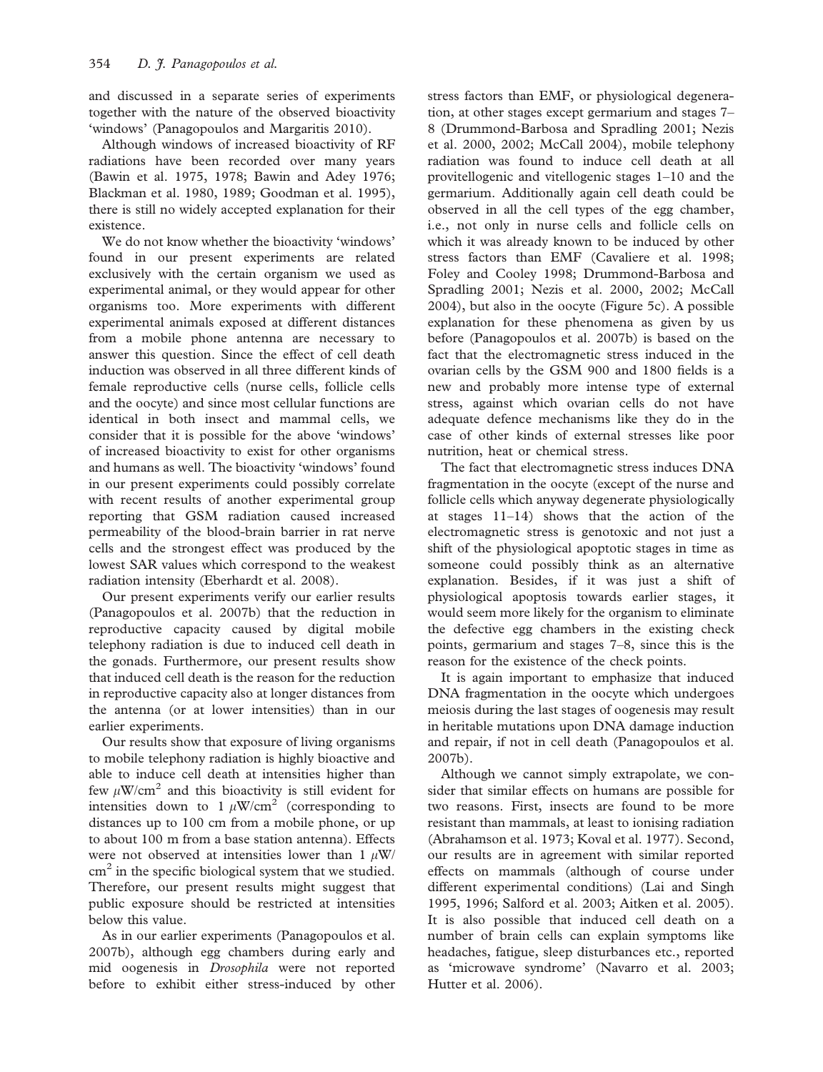and discussed in a separate series of experiments together with the nature of the observed bioactivity 'windows' (Panagopoulos and Margaritis 2010).

Although windows of increased bioactivity of RF radiations have been recorded over many years (Bawin et al. 1975, 1978; Bawin and Adey 1976; Blackman et al. 1980, 1989; Goodman et al. 1995), there is still no widely accepted explanation for their existence.

We do not know whether the bioactivity 'windows' found in our present experiments are related exclusively with the certain organism we used as experimental animal, or they would appear for other organisms too. More experiments with different experimental animals exposed at different distances from a mobile phone antenna are necessary to answer this question. Since the effect of cell death induction was observed in all three different kinds of female reproductive cells (nurse cells, follicle cells and the oocyte) and since most cellular functions are identical in both insect and mammal cells, we consider that it is possible for the above 'windows' of increased bioactivity to exist for other organisms and humans as well. The bioactivity 'windows' found in our present experiments could possibly correlate with recent results of another experimental group reporting that GSM radiation caused increased permeability of the blood-brain barrier in rat nerve cells and the strongest effect was produced by the lowest SAR values which correspond to the weakest radiation intensity (Eberhardt et al. 2008).

Our present experiments verify our earlier results (Panagopoulos et al. 2007b) that the reduction in reproductive capacity caused by digital mobile telephony radiation is due to induced cell death in the gonads. Furthermore, our present results show that induced cell death is the reason for the reduction in reproductive capacity also at longer distances from the antenna (or at lower intensities) than in our earlier experiments.

Our results show that exposure of living organisms to mobile telephony radiation is highly bioactive and able to induce cell death at intensities higher than few $\mu W/cm^2$ and this bioactivity is still evident for intensities down to 1 $\mu W/cm^2$ (corresponding to distances up to 100 cm from a mobile phone, or up to about 100 m from a base station antenna). Effects were not observed at intensities lower than 1 $\mu W/cm^2$ in the specific biological system that we studied. Therefore, our present results might suggest that public exposure should be restricted at intensities below this value.

As in our earlier experiments (Panagopoulos et al. 2007b), although egg chambers during early and mid oogenesis in *Drosophila* were not reported before to exhibit either stress-induced by other stress factors than EMF, or physiological degeneration, at other stages except germarium and stages 7–8 (Drummond-Barbosa and Spradling 2001; Nezis et al. 2000, 2002; McCall 2004), mobile telephony radiation was found to induce cell death at all provitellogenic and vitellogenic stages 1–10 and the germarium. Additionally again cell death could be observed in all the cell types of the egg chamber, i.e., not only in nurse cells and follicle cells on which it was already known to be induced by other stress factors than EMF (Cavaliere et al. 1998; Foley and Cooley 1998; Drummond-Barbosa and Spradling 2001; Nezis et al. 2000, 2002; McCall 2004), but also in the oocyte (Figure 5c). A possible explanation for these phenomena as given by us before (Panagopoulos et al. 2007b) is based on the fact that the electromagnetic stress induced in the ovarian cells by the GSM 900 and 1800 fields is a new and probably more intense type of external stress, against which ovarian cells do not have adequate defence mechanisms like they do in the case of other kinds of external stresses like poor nutrition, heat or chemical stress.

The fact that electromagnetic stress induces DNA fragmentation in the oocyte (except of the nurse and follicle cells which anyway degenerate physiologically at stages 11–14) shows that the action of the electromagnetic stress is genotoxic and not just a shift of the physiological apoptotic stages in time as someone could possibly think as an alternative explanation. Besides, if it was just a shift of physiological apoptosis towards earlier stages, it would seem more likely for the organism to eliminate the defective egg chambers in the existing check points, germarium and stages 7–8, since this is the reason for the existence of the check points.

It is again important to emphasize that induced DNA fragmentation in the oocyte which undergoes meiosis during the last stages of oogenesis may result in heritable mutations upon DNA damage induction and repair, if not in cell death (Panagopoulos et al. 2007b).

Although we cannot simply extrapolate, we consider that similar effects on humans are possible for two reasons. First, insects are found to be more resistant than mammals, at least to ionising radiation (Abrahamson et al. 1973; Koval et al. 1977). Second, our results are in agreement with similar reported effects on mammals (although of course under different experimental conditions) (Lai and Singh 1995, 1996; Salford et al. 2003; Aitken et al. 2005). It is also possible that induced cell death on a number of brain cells can explain symptoms like headaches, fatigue, sleep disturbances etc., reported as 'microwave syndrome' (Navarro et al. 2003; Hutter et al. 2006).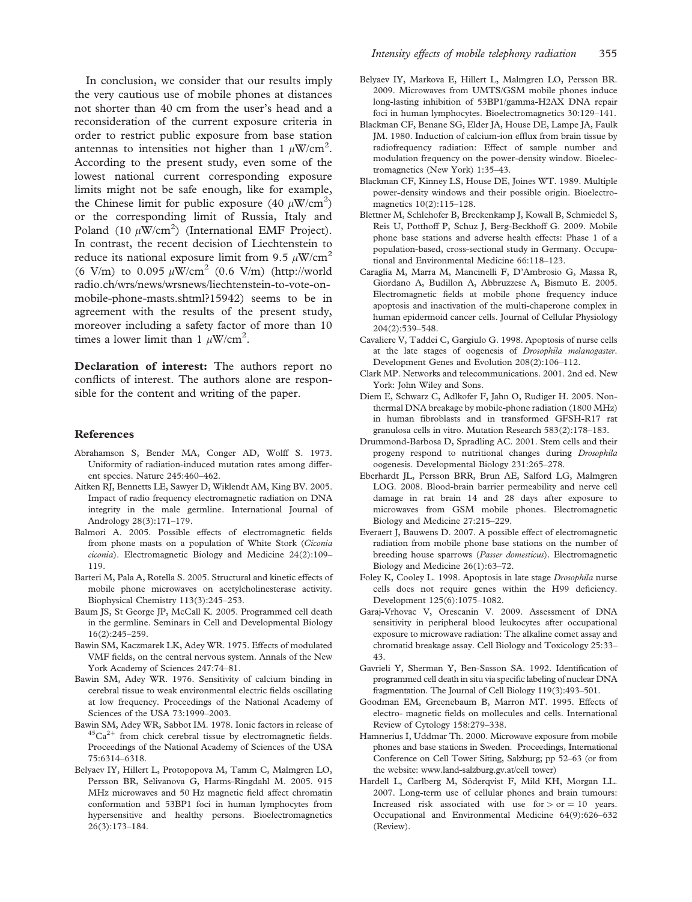In conclusion, we consider that our results imply the very cautious use of mobile phones at distances not shorter than 40 cm from the user's head and a reconsideration of the current exposure criteria in order to restrict public exposure from base station antennas to intensities not higher than 1 $\mu$W/cm$^2$. According to the present study, even some of the lowest national current corresponding exposure limits might not be safe enough, like for example, the Chinese limit for public exposure (40 $\mu$W/cm$^2$) or the corresponding limit of Russia, Italy and Poland (10 $\mu$W/cm$^2$) (International EMF Project). In contrast, the recent decision of Liechtenstein to reduce its national exposure limit from 9.5 $\mu$W/cm$^2$ (6 V/m) to 0.095 $\mu$W/cm$^2$ (0.6 V/m) (http://worldradio.ch/wrs/news/wrsnews/liechtenstein-to-vote-on-mobile-phone-masts.shtml?15942) seems to be in agreement with the results of the present study, moreover including a safety factor of more than 10 times a lower limit than 1 $\mu$W/cm$^2$.

**Declaration of interest:** The authors report no conflicts of interest. The authors alone are responsible for the content and writing of the paper.

## References

Abrahamson S, Bender MA, Conger AD, Wolff S. 1973. Uniformity of radiation-induced mutation rates among different species. Nature 245:460–462.

Aitken RJ, Bennetts LE, Sawyer D, Wiklendt AM, King BV. 2005. Impact of radio frequency electromagnetic radiation on DNA integrity in the male germline. International Journal of Andrology 28(3):171–179.

Balmori A. 2005. Possible effects of electromagnetic fields from phone masts on a population of White Stork (*Ciconia ciconia*). Electromagnetic Biology and Medicine 24(2):109–119.

Barteri M, Pala A, Rotella S. 2005. Structural and kinetic effects of mobile phone microwaves on acetylcholinesterase activity. Biophysical Chemistry 113(3):245–253.

Baum JS, St George JP, McCall K. 2005. Programmed cell death in the germline. Seminars in Cell and Developmental Biology 16(2):245–259.

Bawin SM, Kaczmarek LK, Adey WR. 1975. Effects of modulated VMF fields, on the central nervous system. Annals of the New York Academy of Sciences 247:74–81.

Bawin SM, Adey WR. 1976. Sensitivity of calcium binding in cerebral tissue to weak environmental electric fields oscillating at low frequency. Proceedings of the National Academy of Sciences of the USA 73:1999–2003.

Bawin SM, Adey WR, Sabbot IM. 1978. Ionic factors in release of $^{45}Ca^{2+}$ from chick cerebral tissue by electromagnetic fields. Proceedings of the National Academy of Sciences of the USA 75:6314–6318.

Belyaev IY, Hillert L, Protopopova M, Tamm C, Malmgren LO, Persson BR, Selivanova G, Harms-Ringdahl M. 2005. 915 MHz microwaves and 50 Hz magnetic field affect chromatin conformation and 53BP1 foci in human lymphocytes from hypersensitive and healthy persons. Bioelectromagnetics 26(3):173–184.

Belyaev IY, Markova E, Hillert L, Malmgren LO, Persson BR. 2009. Microwaves from UMTS/GSM mobile phones induce long-lasting inhibition of 53BP1/gamma-H2AX DNA repair foci in human lymphocytes. Bioelectromagnetics 30:129–141.

Blackman CF, Benane SG, Elder JA, House DE, Lampe JA, Faulk JM. 1980. Induction of calcium-ion efflux from brain tissue by radiofrequency radiation: Effect of sample number and modulation frequency on the power-density window. Bioelectromagnetics (New York) 1:35–43.

Blackman CF, Kinney LS, House DE, Joines WT. 1989. Multiple power-density windows and their possible origin. Bioelectromagnetics 10(2):115–128.

Blettner M, Schlehofer B, Breckenkamp J, Kowall B, Schmiedel S, Reis U, Potthoff P, Schuz J, Berg-Beckhoff G. 2009. Mobile phone base stations and adverse health effects: Phase 1 of a population-based, cross-sectional study in Germany. Occupational and Environmental Medicine 66:118–123.

Caraglia M, Marra M, Mancinelli F, D'Ambrosio G, Massa R, Giordano A, Budillon A, Abbruzzese A, Bismuto E. 2005. Electromagnetic fields at mobile phone frequency induce apoptosis and inactivation of the multi-chaperone complex in human epidermoid cancer cells. Journal of Cellular Physiology 204(2):539–548.

Cavaliere V, Taddei C, Gargiulo G. 1998. Apoptosis of nurse cells at the late stages of oogenesis of *Drosophila melanogaster*. Development Genes and Evolution 208(2):106–112.

Clark MP. Networks and telecommunications. 2001. 2nd ed. New York: John Wiley and Sons.

Diem E, Schwarz C, Adlkofer F, Jahn O, Rudiger H. 2005. Non-thermal DNA breakage by mobile-phone radiation (1800 MHz) in human fibroblasts and in transformed GFSH-R17 rat granulosa cells in vitro. Mutation Research 583(2):178–183.

Drummond-Barbosa D, Spradling AC. 2001. Stem cells and their progeny respond to nutritional changes during *Drosophila* oogenesis. Developmental Biology 231:265–278.

Eberhardt JL, Persson BRR, Brun AE, Salford LG, Malmgren LOG. 2008. Blood-brain barrier permeability and nerve cell damage in rat brain 14 and 28 days after exposure to microwaves from GSM mobile phones. Electromagnetic Biology and Medicine 27:215–229.

Everaert J, Bauwens D. 2007. A possible effect of electromagnetic radiation from mobile phone base stations on the number of breeding house sparrows (*Passer domesticus*). Electromagnetic Biology and Medicine 26(1):63–72.

Foley K, Cooley L. 1998. Apoptosis in late stage *Drosophila* nurse cells does not require genes within the H99 deficiency. Development 125(6):1075–1082.

Garaj-Vrhovac V, Orescanin V. 2009. Assessment of DNA sensitivity in peripheral blood leukocytes after occupational exposure to microwave radiation: The alkaline comet assay and chromatid breakage assay. Cell Biology and Toxicology 25:33–43.

Gavrieli Y, Sherman Y, Ben-Sasson SA. 1992. Identification of programmed cell death in situ via specific labeling of nuclear DNA fragmentation. The Journal of Cell Biology 119(3):493–501.

Goodman EM, Greenebaum B, Marron MT. 1995. Effects of electro- magnetic fields on mollecules and cells. International Review of Cytology 158:279–338.

Hamnerius I, Uddmar Th. 2000. Microwave exposure from mobile phones and base stations in Sweden. Proceedings, International Conference on Cell Tower Siting, Salzburg; pp 52–63 (or from the website: www.land-salzburg.gv.at/cell tower)

Hardell L, Carlberg M, Söderqvist F, Mild KH, Morgan LL. 2007. Long-term use of cellular phones and brain tumours: Increased risk associated with use for > or = 10 years. Occupational and Environmental Medicine 64(9):626–632 (Review).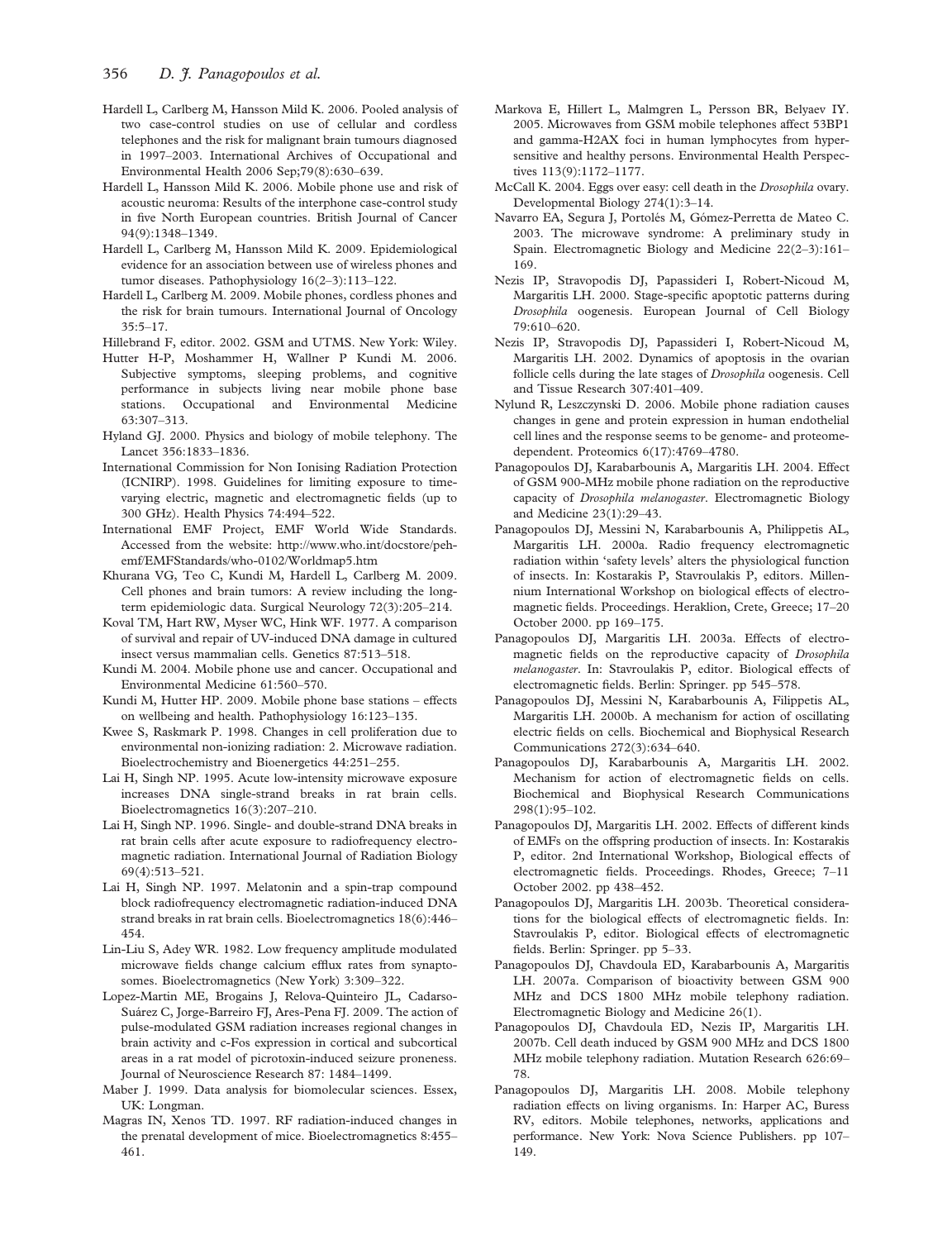Hardell L, Carlberg M, Hansson Mild K. 2006. Pooled analysis of two case-control studies on use of cellular and cordless telephones and the risk for malignant brain tumours diagnosed in 1997–2003. International Archives of Occupational and Environmental Health 2006 Sep;79(8):630–639.

Hardell L, Hansson Mild K. 2006. Mobile phone use and risk of acoustic neuroma: Results of the interphone case-control study in five North European countries. British Journal of Cancer 94(9):1348–1349.

Hardell L, Carlberg M, Hansson Mild K. 2009. Epidemiological evidence for an association between use of wireless phones and tumor diseases. Pathophysiology 16(2–3):113–122.

Hardell L, Carlberg M. 2009. Mobile phones, cordless phones and the risk for brain tumours. International Journal of Oncology 35:5–17.

Hillebrand F, editor. 2002. GSM and UTMS. New York: Wiley.

Hutter H-P, Moshammer H, Wallner P Kundi M. 2006. Subjective symptoms, sleeping problems, and cognitive performance in subjects living near mobile phone base stations. Occupational and Environmental Medicine 63:307–313.

Hyland GJ. 2000. Physics and biology of mobile telephony. The Lancet 356:1833–1836.

International Commission for Non Ionising Radiation Protection (ICNIRP). 1998. Guidelines for limiting exposure to time-varying electric, magnetic and electromagnetic fields (up to 300 GHz). Health Physics 74:494–522.

International EMF Project, EMF World Wide Standards. Accessed from the website: http://www.who.int/docstore/peh-emf/EMFStandards/who-0102/Worldmap5.htm

Khurana VG, Teo C, Kundi M, Hardell L, Carlberg M. 2009. Cell phones and brain tumors: A review including the long-term epidemiologic data. Surgical Neurology 72(3):205–214.

Koval TM, Hart RW, Myser WC, Hink WF. 1977. A comparison of survival and repair of UV-induced DNA damage in cultured insect versus mammalian cells. Genetics 87:513–518.

Kundi M. 2004. Mobile phone use and cancer. Occupational and Environmental Medicine 61:560–570.

Kundi M, Hutter HP. 2009. Mobile phone base stations – effects on wellbeing and health. Pathophysiology 16:123–135.

Kwee S, Raskmark P. 1998. Changes in cell proliferation due to environmental non-ionizing radiation: 2. Microwave radiation. Bioelectrochemistry and Bioenergetics 44:251–255.

Lai H, Singh NP. 1995. Acute low-intensity microwave exposure increases DNA single-strand breaks in rat brain cells. Bioelectromagnetics 16(3):207–210.

Lai H, Singh NP. 1996. Single- and double-strand DNA breaks in rat brain cells after acute exposure to radiofrequency electromagnetic radiation. International Journal of Radiation Biology 69(4):513–521.

Lai H, Singh NP. 1997. Melatonin and a spin-trap compound block radiofrequency electromagnetic radiation-induced DNA strand breaks in rat brain cells. Bioelectromagnetics 18(6):446–454.

Lin-Liu S, Adey WR. 1982. Low frequency amplitude modulated microwave fields change calcium efflux rates from synaptosomes. Bioelectromagnetics (New York) 3:309–322.

Lopez-Martin ME, Brogains J, Relova-Quinteiro JL, Cadarso-Suárez C, Jorge-Barreiro FJ, Ares-Pena FJ. 2009. The action of pulse-modulated GSM radiation increases regional changes in brain activity and c-Fos expression in cortical and subcortical areas in a rat model of picrotoxin-induced seizure proneness. Journal of Neuroscience Research 87: 1484–1499.

Maber J. 1999. Data analysis for biomolecular sciences. Essex, UK: Longman.

Magras IN, Xenos TD. 1997. RF radiation-induced changes in the prenatal development of mice. Bioelectromagnetics 8:455–461.

Markova E, Hillert L, Malmgren L, Persson BR, Belyaev IY. 2005. Microwaves from GSM mobile telephones affect 53BP1 and gamma-H2AX foci in human lymphocytes from hypersensitive and healthy persons. Environmental Health Perspectives 113(9):1172–1177.

McCall K. 2004. Eggs over easy: cell death in the *Drosophila* ovary. Developmental Biology 274(1):3–14.

Navarro EA, Segura J, Portolés M, Gómez-Perretta de Mateo C. 2003. The microwave syndrome: A preliminary study in Spain. Electromagnetic Biology and Medicine 22(2–3):161–169.

Nezis IP, Stravopodis DJ, Papassideri I, Robert-Nicoud M, Margaritis LH. 2000. Stage-specific apoptotic patterns during *Drosophila* oogenesis. European Journal of Cell Biology 79:610–620.

Nezis IP, Stravopodis DJ, Papassideri I, Robert-Nicoud M, Margaritis LH. 2002. Dynamics of apoptosis in the ovarian follicle cells during the late stages of *Drosophila* oogenesis. Cell and Tissue Research 307:401–409.

Nylund R, Leszczynski D. 2006. Mobile phone radiation causes changes in gene and protein expression in human endothelial cell lines and the response seems to be genome- and proteome-dependent. Proteomics 6(17):4769–4780.

Panagopoulos DJ, Karabarbounis A, Margaritis LH. 2004. Effect of GSM 900-MHz mobile phone radiation on the reproductive capacity of *Drosophila melanogaster*. Electromagnetic Biology and Medicine 23(1):29–43.

Panagopoulos DJ, Messini N, Karabarbounis A, Philippetis AL, Margaritis LH. 2000a. Radio frequency electromagnetic radiation within 'safety levels' alters the physiological function of insects. In: Kostarakis P, Stavroulakis P, editors. Millennium International Workshop on biological effects of electromagnetic fields. Proceedings. Heraklion, Crete, Greece; 17–20 October 2000. pp 169–175.

Panagopoulos DJ, Margaritis LH. 2003a. Effects of electromagnetic fields on the reproductive capacity of *Drosophila melanogaster*. In: Stavroulakis P, editor. Biological effects of electromagnetic fields. Berlin: Springer. pp 545–578.

Panagopoulos DJ, Messini N, Karabarbounis A, Filippetis AL, Margaritis LH. 2000b. A mechanism for action of oscillating electric fields on cells. Biochemical and Biophysical Research Communications 272(3):634–640.

Panagopoulos DJ, Karabarbounis A, Margaritis LH. 2002. Mechanism for action of electromagnetic fields on cells. Biochemical and Biophysical Research Communications 298(1):95–102.

Panagopoulos DJ, Margaritis LH. 2002. Effects of different kinds of EMFs on the offspring production of insects. In: Kostarakis P, editor. 2nd International Workshop, Biological effects of electromagnetic fields. Proceedings. Rhodes, Greece; 7–11 October 2002. pp 438–452.

Panagopoulos DJ, Margaritis LH. 2003b. Theoretical considerations for the biological effects of electromagnetic fields. In: Stavroulakis P, editor. Biological effects of electromagnetic fields. Berlin: Springer. pp 5–33.

Panagopoulos DJ, Chavdoula ED, Karabarbounis A, Margaritis LH. 2007a. Comparison of bioactivity between GSM 900 MHz and DCS 1800 MHz mobile telephony radiation. Electromagnetic Biology and Medicine 26(1).

Panagopoulos DJ, Chavdoula ED, Nezis IP, Margaritis LH. 2007b. Cell death induced by GSM 900 MHz and DCS 1800 MHz mobile telephony radiation. Mutation Research 626:69–78.

Panagopoulos DJ, Margaritis LH. 2008. Mobile telephony radiation effects on living organisms. In: Harper AC, Buress RV, editors. Mobile telephones, networks, applications and performance. New York: Nova Science Publishers. pp 107–149.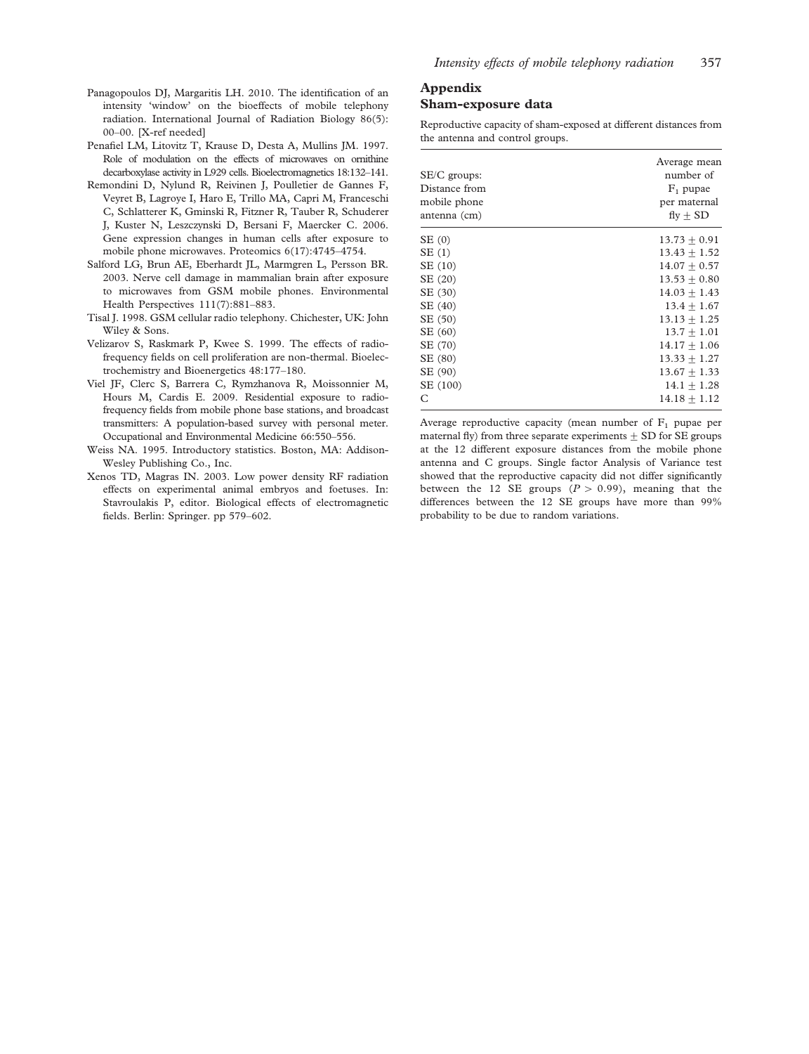- Panagopoulos DJ, Margaritis LH. 2010. The identification of an intensity 'window' on the bioeffects of mobile telephony radiation. International Journal of Radiation Biology 86(5): 00–00. [X-ref needed]
- Penafiel LM, Litovitz T, Krause D, Desta A, Mullins JM. 1997. Role of modulation on the effects of microwaves on ornithine decarboxylase activity in L929 cells. Bioelectromagnetics 18:132–141.
- Remondini D, Nylund R, Reivinen J, Poulletier de Gannes F, Veyret B, Lagroye I, Haro E, Trillo MA, Capri M, Franceschi C, Schlatterer K, Gminski R, Fitzner R, Tauber R, Schuderer J, Kuster N, Leszczynski D, Bersani F, Maercker C. 2006. Gene expression changes in human cells after exposure to mobile phone microwaves. Proteomics 6(17):4745–4754.
- Salford LG, Brun AE, Eberhardt JL, Marmgren L, Persson BR. 2003. Nerve cell damage in mammalian brain after exposure to microwaves from GSM mobile phones. Environmental Health Perspectives 111(7):881–883.
- Tisal J. 1998. GSM cellular radio telephony. Chichester, UK: John Wiley & Sons.
- Velizarov S, Raskmark P, Kwee S. 1999. The effects of radiofrequency fields on cell proliferation are non-thermal. Bioelectrochemistry and Bioenergetics 48:177–180.
- Viel JF, Clerc S, Barrera C, Rymzhanova R, Moissonnier M, Hours M, Cardis E. 2009. Residential exposure to radiofrequency fields from mobile phone base stations, and broadcast transmitters: A population-based survey with personal meter. Occupational and Environmental Medicine 66:550–556.
- Weiss NA. 1995. Introductory statistics. Boston, MA: Addison-Wesley Publishing Co., Inc.
- Xenos TD, Magras IN. 2003. Low power density RF radiation effects on experimental animal embryos and foetuses. In: Stavroulakis P, editor. Biological effects of electromagnetic fields. Berlin: Springer. pp 579–602.

## Appendix

### Sham-exposure data

Reproductive capacity of sham-exposed at different distances from the antenna and control groups.

| SE/C groups: Distance from mobile phone antenna (cm) | Average mean number of $F_1$ pupae per maternal fly $\pm$ SD |
|---|---|
| SE (0) | 13.73 ± 0.91 |
| SE (1) | 13.43 ± 1.52 |
| SE (10) | 14.07 ± 0.57 |
| SE (20) | 13.53 ± 0.80 |
| SE (30) | 14.03 ± 1.43 |
| SE (40) | 13.4 ± 1.67 |
| SE (50) | 13.13 ± 1.25 |
| SE (60) | 13.7 ± 1.01 |
| SE (70) | 14.17 ± 1.06 |
| SE (80) | 13.33 ± 1.27 |
| SE (90) | 13.67 ± 1.33 |
| SE (100) | 14.1 ± 1.28 |
| C | 14.18 ± 1.12 |

Average reproductive capacity (mean number of $F_1$ pupae per maternal fly) from three separate experiments ± SD for SE groups at the 12 different exposure distances from the mobile phone antenna and C groups. Single factor Analysis of Variance test showed that the reproductive capacity did not differ significantly between the 12 SE groups ($P > 0.99$), meaning that the differences between the 12 SE groups have more than 99% probability to be due to random variations.